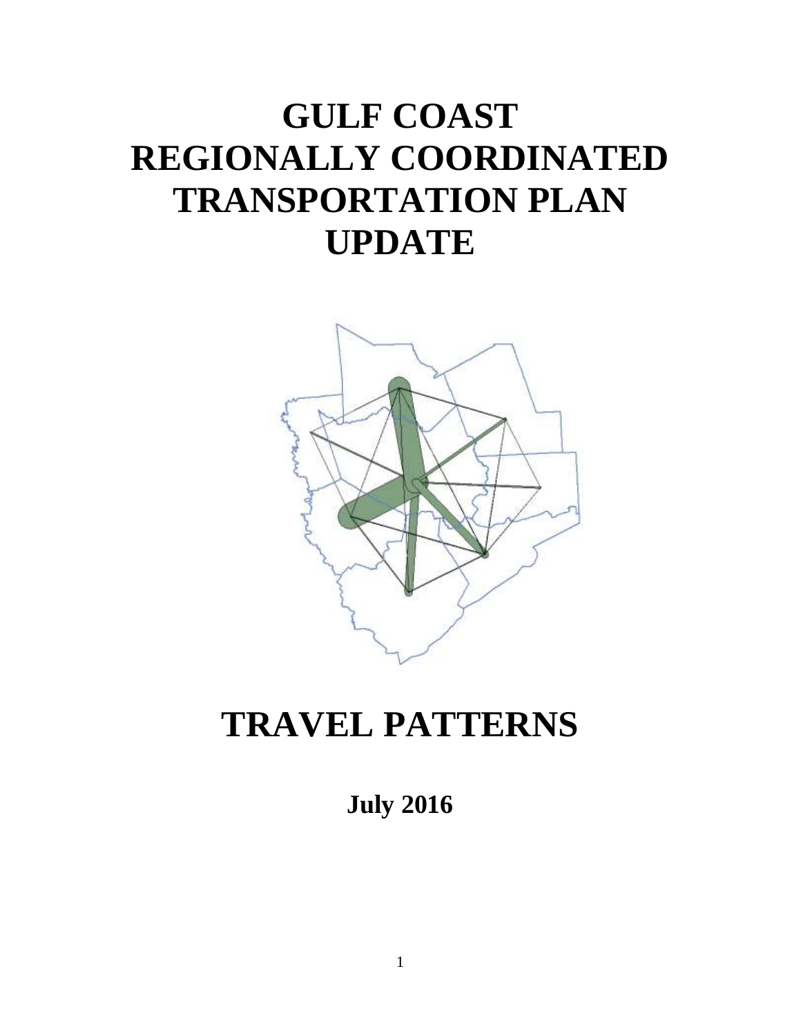# GULF COAST
# REGIONALLY COORDINATED
# TRANSPORTATION PLAN
# UPDATE

# TRAVEL PATTERNS

**July 2016**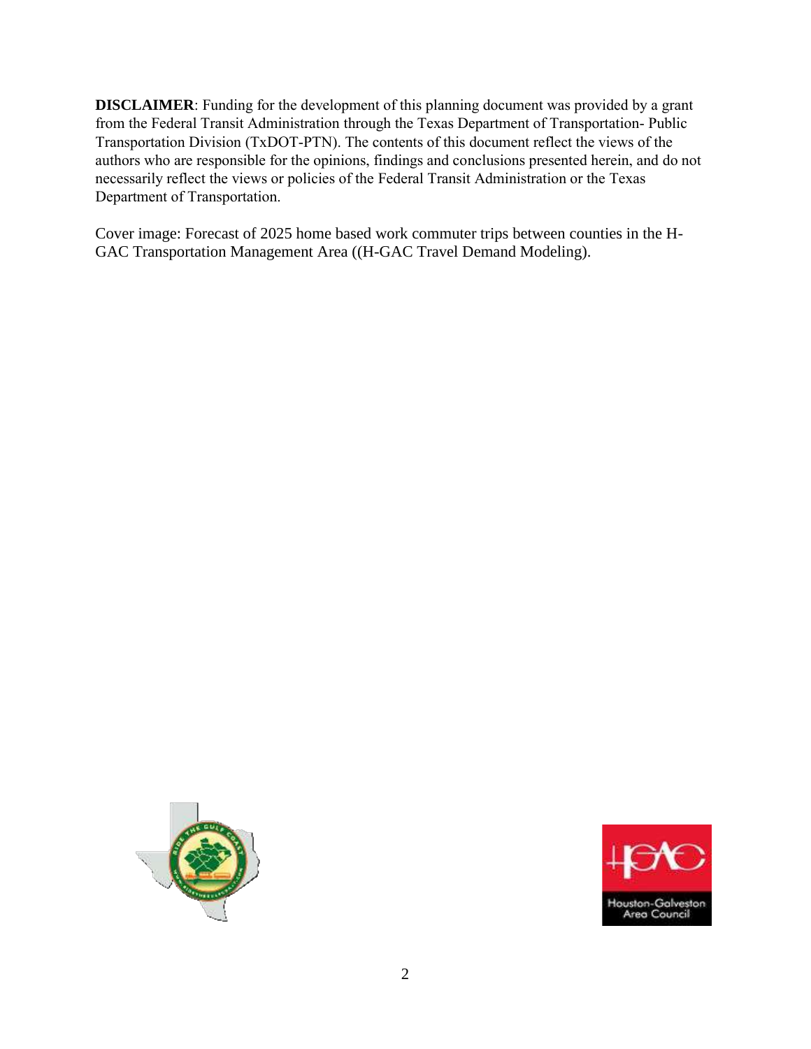**DISCLAIMER**: Funding for the development of this planning document was provided by a grant from the Federal Transit Administration through the Texas Department of Transportation- Public Transportation Division (TxDOT-PTN). The contents of this document reflect the views of the authors who are responsible for the opinions, findings and conclusions presented herein, and do not necessarily reflect the views or policies of the Federal Transit Administration or the Texas Department of Transportation.

Cover image: Forecast of 2025 home based work commuter trips between counties in the H-GAC Transportation Management Area ((H-GAC Travel Demand Modeling).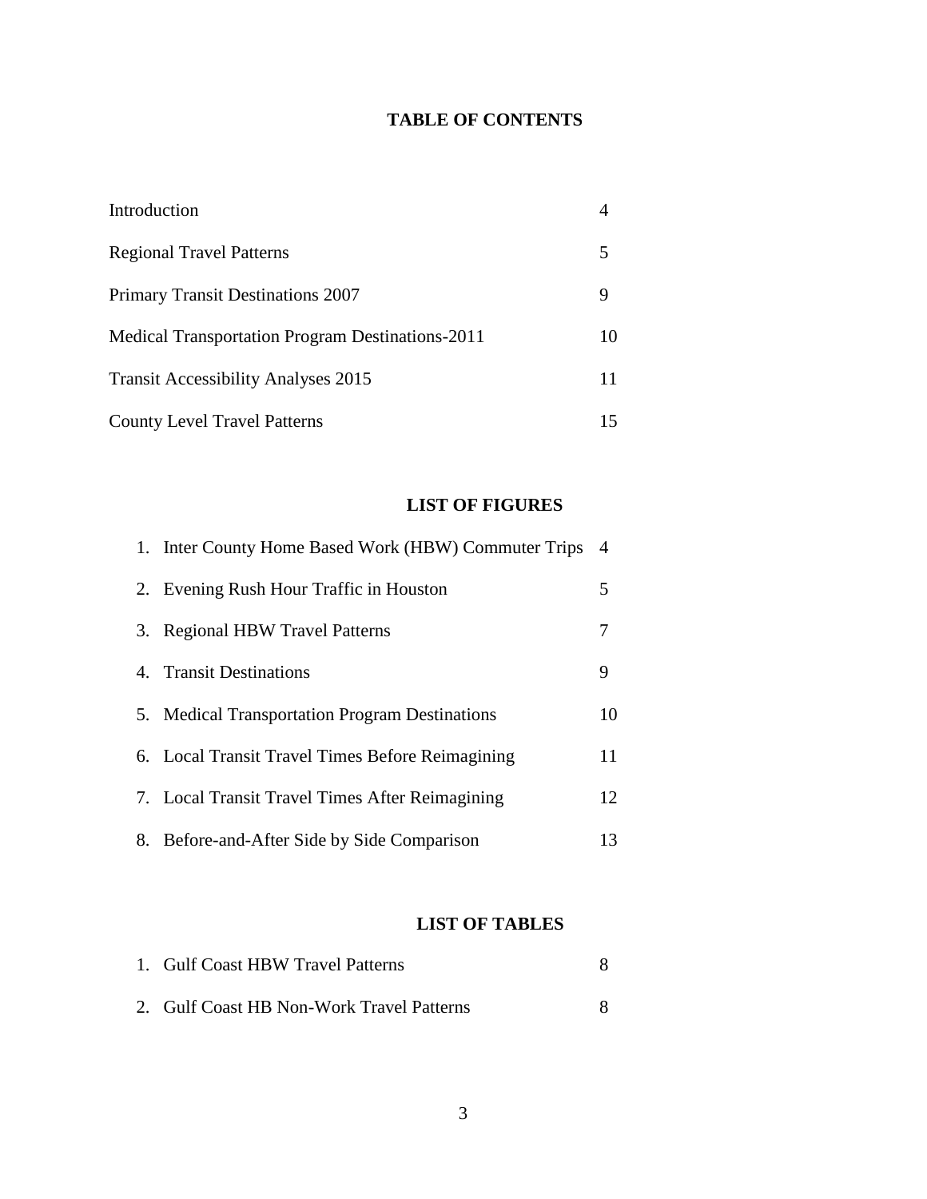# TABLE OF CONTENTS

| | |
|---|---|
| Introduction | 4 |
| Regional Travel Patterns | 5 |
| Primary Transit Destinations 2007 | 9 |
| Medical Transportation Program Destinations-2011 | 10 |
| Transit Accessibility Analyses 2015 | 11 |
| County Level Travel Patterns | 15 |

## LIST OF FIGURES

| | |
|---|---|
| 1. Inter County Home Based Work (HBW) Commuter Trips | 4 |
| 2. Evening Rush Hour Traffic in Houston | 5 |
| 3. Regional HBW Travel Patterns | 7 |
| 4. Transit Destinations | 9 |
| 5. Medical Transportation Program Destinations | 10 |
| 6. Local Transit Travel Times Before Reimagining | 11 |
| 7. Local Transit Travel Times After Reimagining | 12 |
| 8. Before-and-After Side by Side Comparison | 13 |

## LIST OF TABLES

| | |
|---|---|
| 1. Gulf Coast HBW Travel Patterns | 8 |
| 2. Gulf Coast HB Non-Work Travel Patterns | 8 |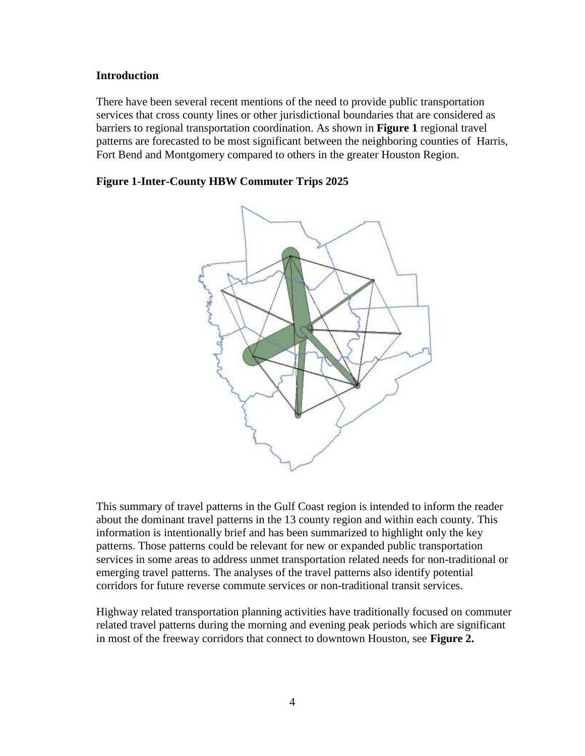## Introduction

There have been several recent mentions of the need to provide public transportation services that cross county lines or other jurisdictional boundaries that are considered as barriers to regional transportation coordination. As shown in **Figure 1** regional travel patterns are forecasted to be most significant between the neighboring counties of Harris, Fort Bend and Montgomery compared to others in the greater Houston Region.

**Figure 1-Inter-County HBW Commuter Trips 2025**

This summary of travel patterns in the Gulf Coast region is intended to inform the reader about the dominant travel patterns in the 13 county region and within each county. This information is intentionally brief and has been summarized to highlight only the key patterns. Those patterns could be relevant for new or expanded public transportation services in some areas to address unmet transportation related needs for non-traditional or emerging travel patterns. The analyses of the travel patterns also identify potential corridors for future reverse commute services or non-traditional transit services.

Highway related transportation planning activities have traditionally focused on commuter related travel patterns during the morning and evening peak periods which are significant in most of the freeway corridors that connect to downtown Houston, see **Figure 2.**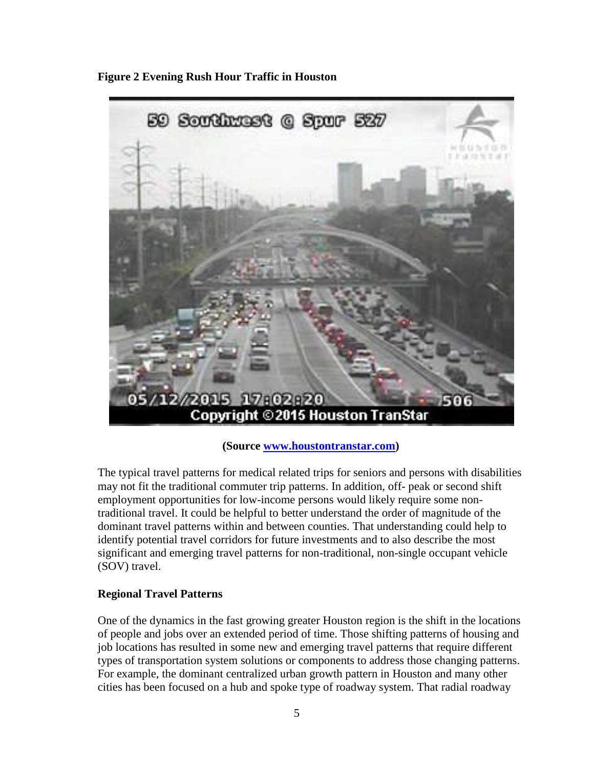**Figure 2 Evening Rush Hour Traffic in Houston**

**(Source www.houstontranstar.com)**

The typical travel patterns for medical related trips for seniors and persons with disabilities may not fit the traditional commuter trip patterns. In addition, off- peak or second shift employment opportunities for low-income persons would likely require some non-traditional travel. It could be helpful to better understand the order of magnitude of the dominant travel patterns within and between counties. That understanding could help to identify potential travel corridors for future investments and to also describe the most significant and emerging travel patterns for non-traditional, non-single occupant vehicle (SOV) travel.

## Regional Travel Patterns

One of the dynamics in the fast growing greater Houston region is the shift in the locations of people and jobs over an extended period of time. Those shifting patterns of housing and job locations has resulted in some new and emerging travel patterns that require different types of transportation system solutions or components to address those changing patterns. For example, the dominant centralized urban growth pattern in Houston and many other cities has been focused on a hub and spoke type of roadway system. That radial roadway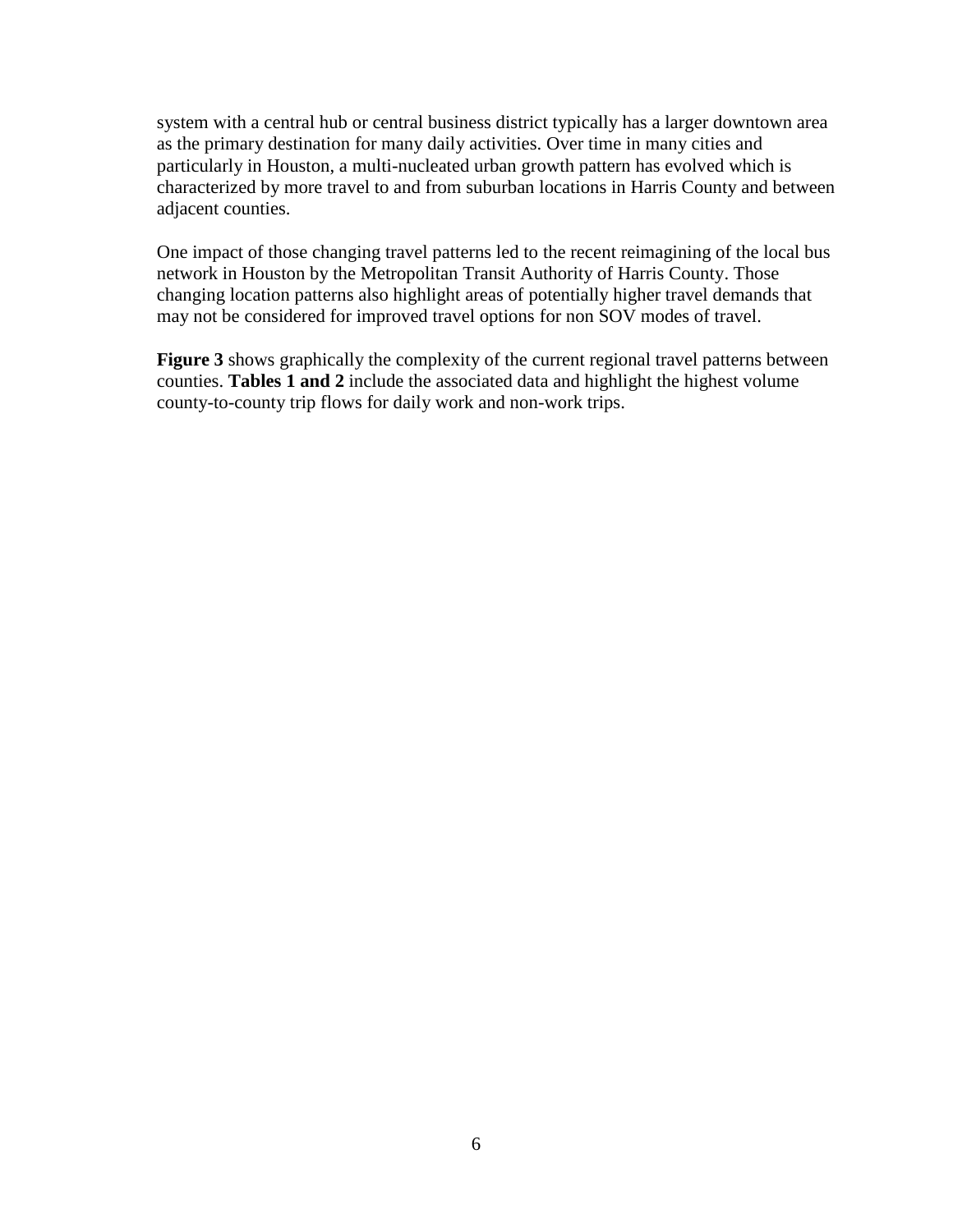system with a central hub or central business district typically has a larger downtown area as the primary destination for many daily activities. Over time in many cities and particularly in Houston, a multi-nucleated urban growth pattern has evolved which is characterized by more travel to and from suburban locations in Harris County and between adjacent counties.

One impact of those changing travel patterns led to the recent reimagining of the local bus network in Houston by the Metropolitan Transit Authority of Harris County. Those changing location patterns also highlight areas of potentially higher travel demands that may not be considered for improved travel options for non SOV modes of travel.

**Figure 3** shows graphically the complexity of the current regional travel patterns between counties. **Tables 1 and 2** include the associated data and highlight the highest volume county-to-county trip flows for daily work and non-work trips.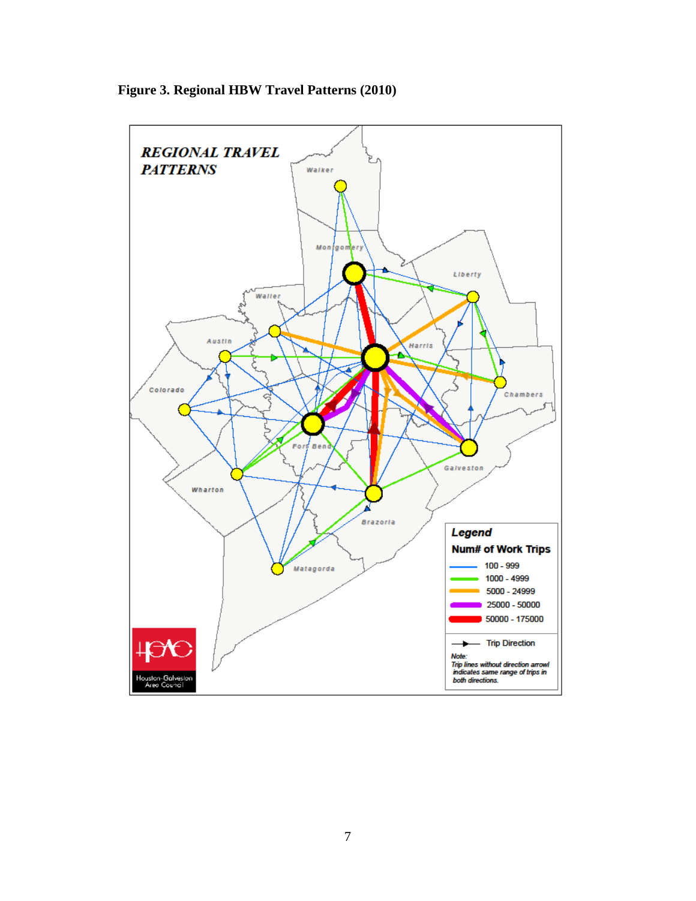**Figure 3. Regional HBW Travel Patterns (2010)**

REGIONAL TRAVEL PATTERNS

Walker

Montgomery

Liberty

Waller

Austin

Harris

Colorado

Chambers

Fort Bend

Galveston

Wharton

Brazoria

Matagorda

**Legend**

**Num# of Work Trips**

- 100 - 999
- 1000 - 4999
- 5000 - 24999
- 25000 - 50000
- 50000 - 175000

Trip Direction

*Note: Trip lines without direction arrowl indicates same range of trips in both directions.*

Houston-Galveston Area Council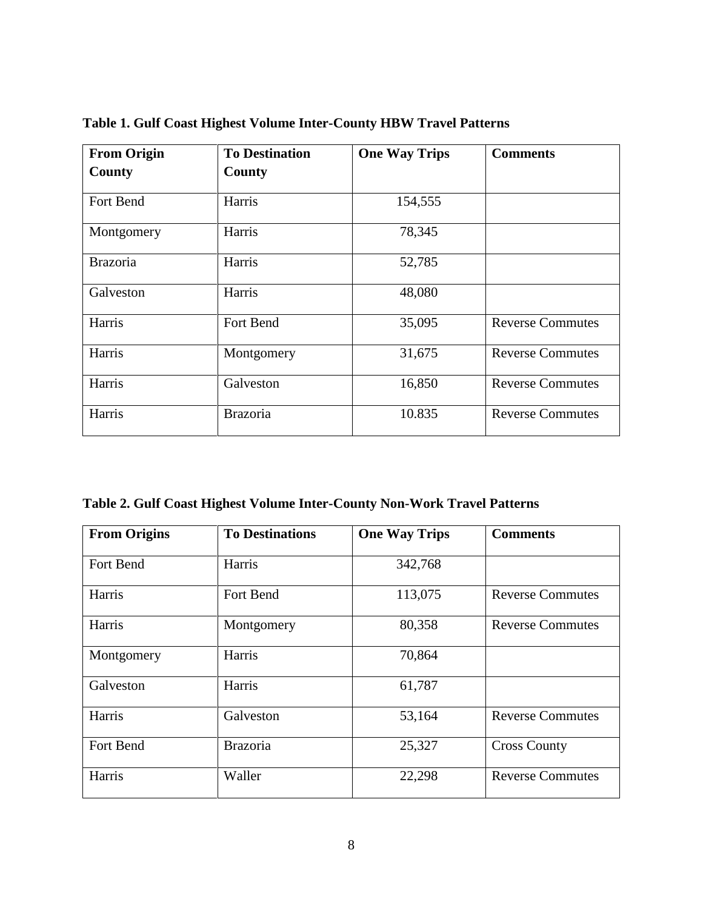**Table 1. Gulf Coast Highest Volume Inter-County HBW Travel Patterns**

| From Origin County | To Destination County | One Way Trips | Comments |
|---|---|---|---|
| Fort Bend | Harris | 154,555 | |
| Montgomery | Harris | 78,345 | |
| Brazoria | Harris | 52,785 | |
| Galveston | Harris | 48,080 | |
| Harris | Fort Bend | 35,095 | Reverse Commutes |
| Harris | Montgomery | 31,675 | Reverse Commutes |
| Harris | Galveston | 16,850 | Reverse Commutes |
| Harris | Brazoria | 10.835 | Reverse Commutes |

**Table 2. Gulf Coast Highest Volume Inter-County Non-Work Travel Patterns**

| From Origins | To Destinations | One Way Trips | Comments |
|---|---|---|---|
| Fort Bend | Harris | 342,768 | |
| Harris | Fort Bend | 113,075 | Reverse Commutes |
| Harris | Montgomery | 80,358 | Reverse Commutes |
| Montgomery | Harris | 70,864 | |
| Galveston | Harris | 61,787 | |
| Harris | Galveston | 53,164 | Reverse Commutes |
| Fort Bend | Brazoria | 25,327 | Cross County |
| Harris | Waller | 22,298 | Reverse Commutes |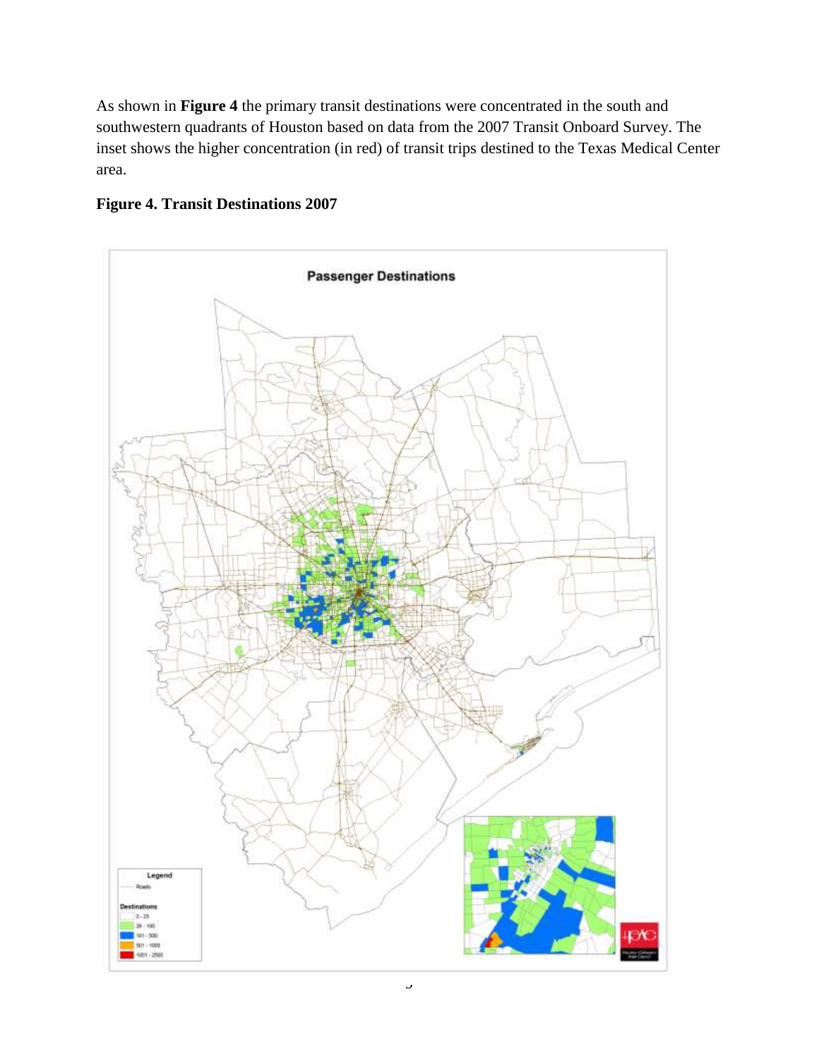As shown in **Figure 4** the primary transit destinations were concentrated in the south and southwestern quadrants of Houston based on data from the 2007 Transit Onboard Survey. The inset shows the higher concentration (in red) of transit trips destined to the Texas Medical Center area.

**Figure 4. Transit Destinations 2007**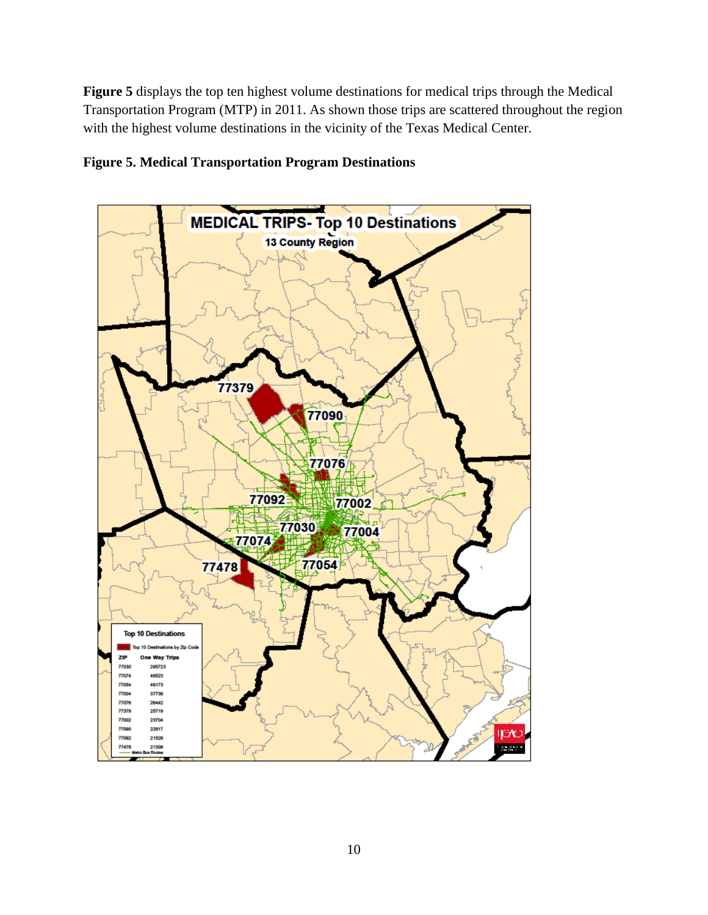**Figure 5** displays the top ten highest volume destinations for medical trips through the Medical Transportation Program (MTP) in 2011. As shown those trips are scattered throughout the region with the highest volume destinations in the vicinity of the Texas Medical Center.

**Figure 5. Medical Transportation Program Destinations**

MEDICAL TRIPS- Top 10 Destinations

13 County Region

Top 10 Destinations

Top 10 Destinations by Zip Code

| ZIP | One Way Trips |
|---|---|
| 77030 | 295723 |
| 77074 | 49523 |
| 77054 | 49173 |
| 77004 | 37739 |
| 77076 | 26442 |
| 77379 | 25719 |
| 77002 | 23704 |
| 77090 | 22917 |
| 77092 | 21529 |
| 77478 | 21308 |

Metro Bus Routes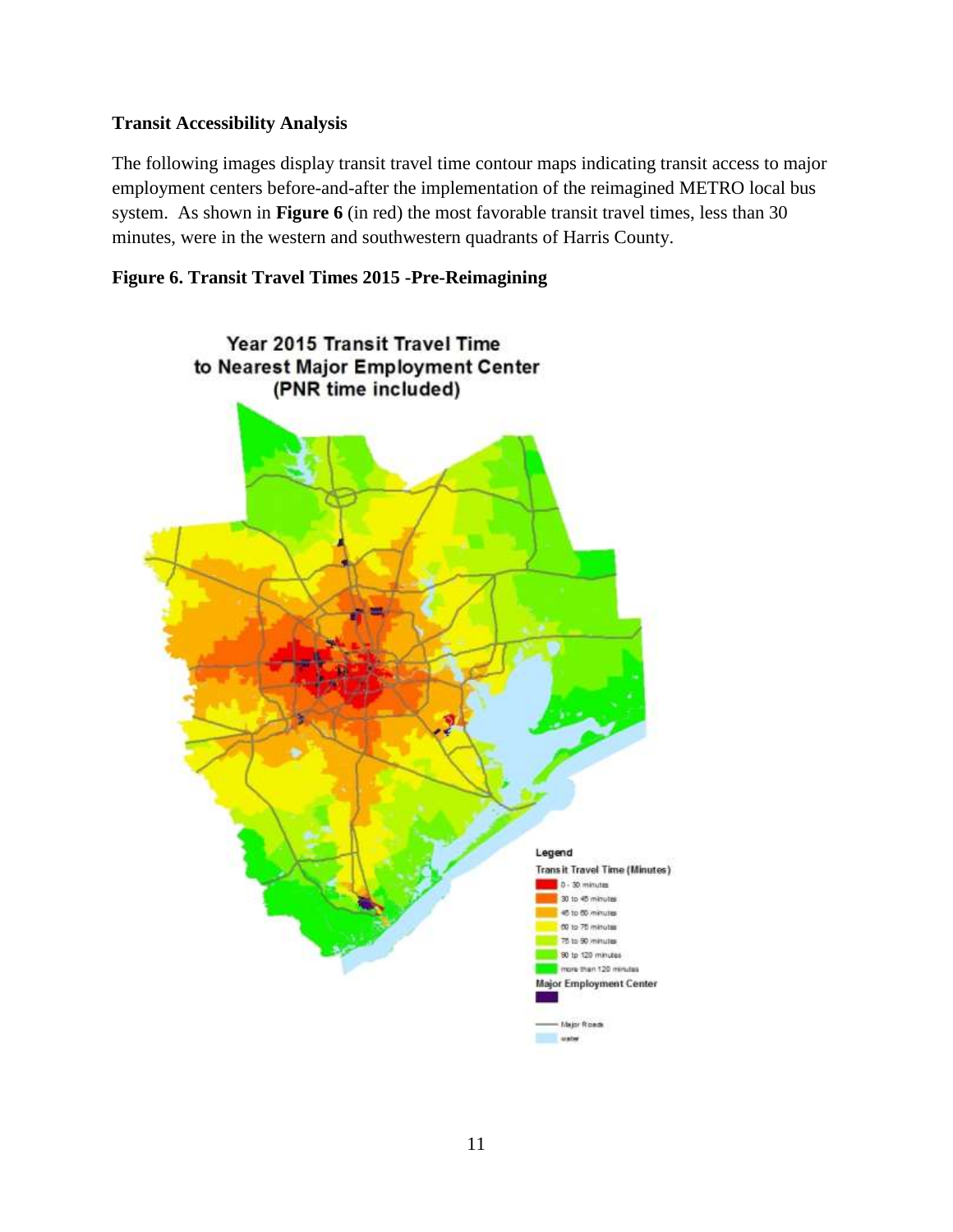### Transit Accessibility Analysis

The following images display transit travel time contour maps indicating transit access to major employment centers before-and-after the implementation of the reimagined METRO local bus system. As shown in **Figure 6** (in red) the most favorable transit travel times, less than 30 minutes, were in the western and southwestern quadrants of Harris County.

**Figure 6. Transit Travel Times 2015 -Pre-Reimagining**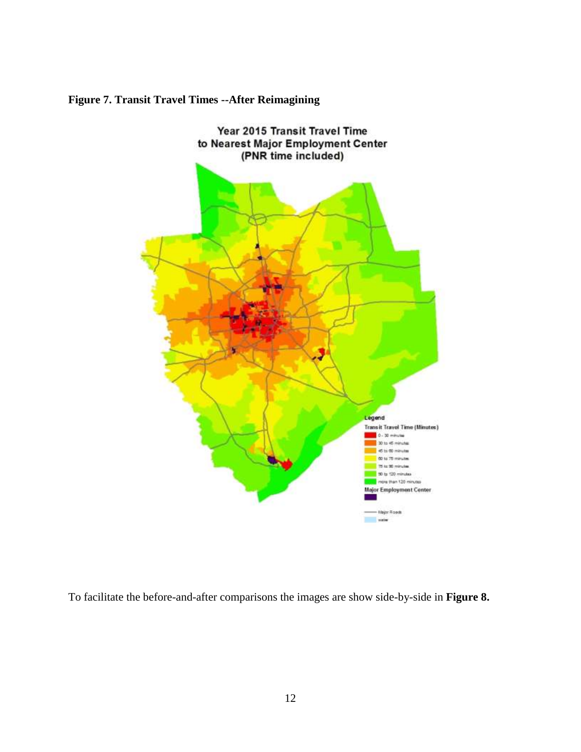**Figure 7. Transit Travel Times --After Reimagining**

To facilitate the before-and-after comparisons the images are show side-by-side in **Figure 8.**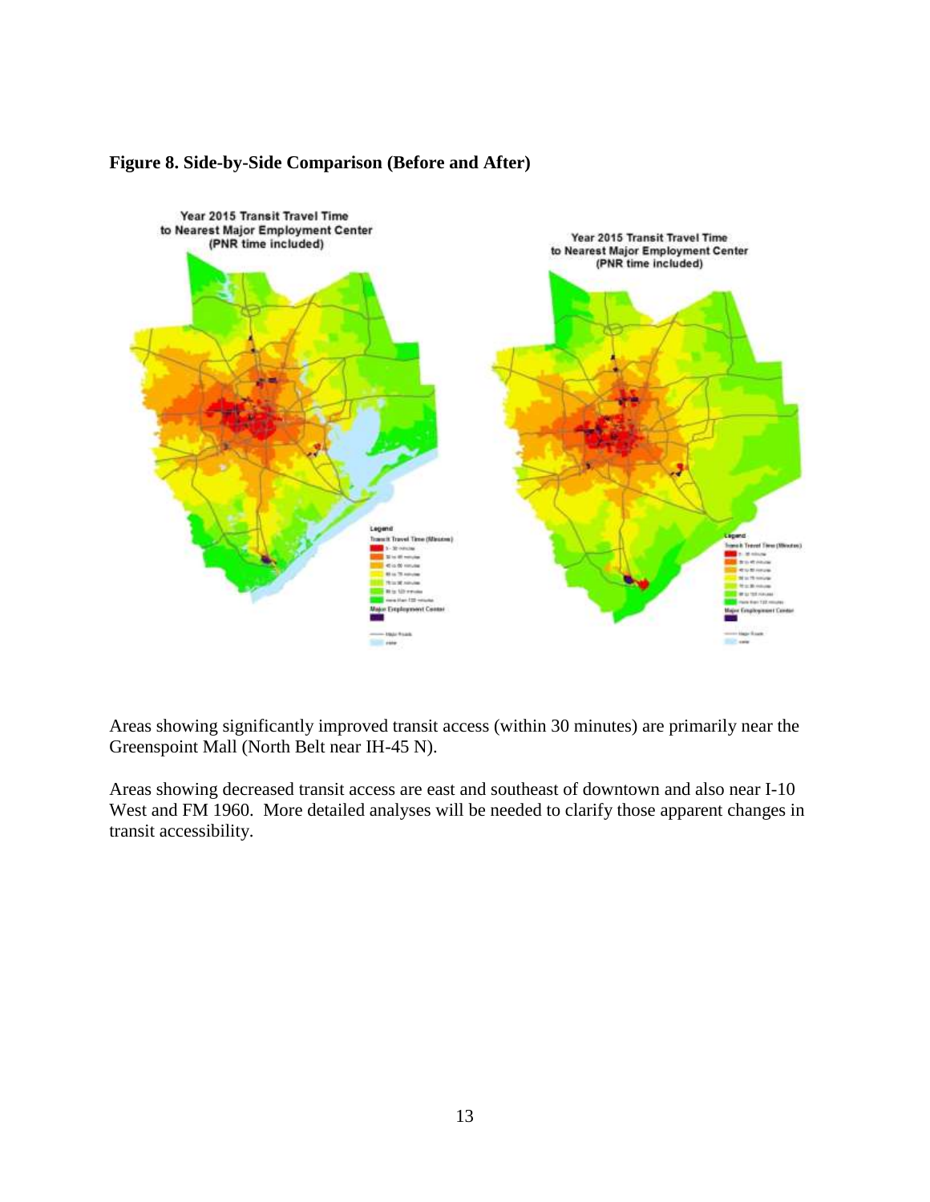**Figure 8. Side-by-Side Comparison (Before and After)**

Areas showing significantly improved transit access (within 30 minutes) are primarily near the Greenspoint Mall (North Belt near IH-45 N).

Areas showing decreased transit access are east and southeast of downtown and also near I-10 West and FM 1960. More detailed analyses will be needed to clarify those apparent changes in transit accessibility.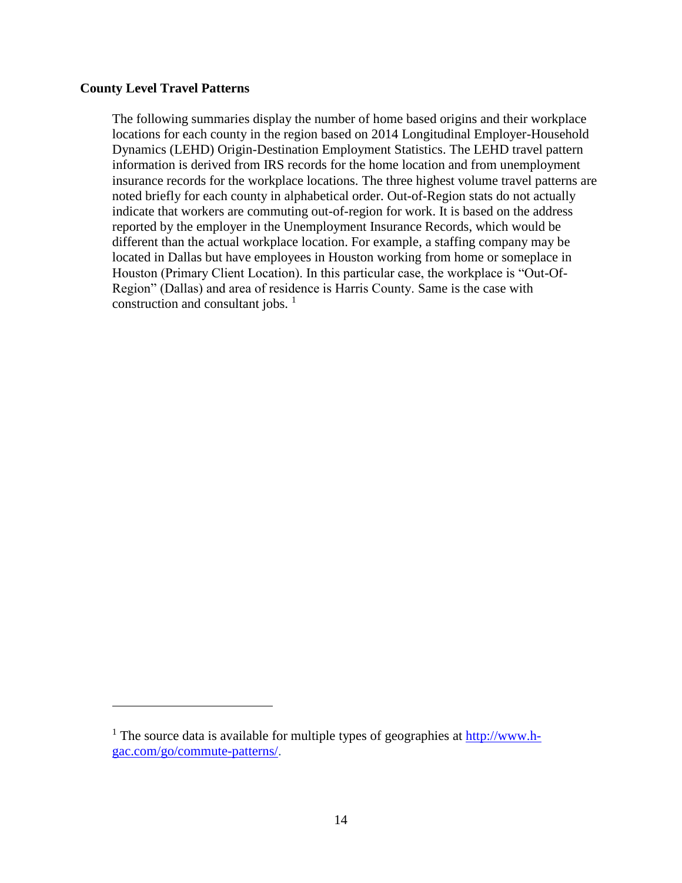### County Level Travel Patterns

The following summaries display the number of home based origins and their workplace locations for each county in the region based on 2014 Longitudinal Employer-Household Dynamics (LEHD) Origin-Destination Employment Statistics. The LEHD travel pattern information is derived from IRS records for the home location and from unemployment insurance records for the workplace locations. The three highest volume travel patterns are noted briefly for each county in alphabetical order. Out-of-Region stats do not actually indicate that workers are commuting out-of-region for work. It is based on the address reported by the employer in the Unemployment Insurance Records, which would be different than the actual workplace location. For example, a staffing company may be located in Dallas but have employees in Houston working from home or someplace in Houston (Primary Client Location). In this particular case, the workplace is "Out-Of-Region" (Dallas) and area of residence is Harris County. Same is the case with construction and consultant jobs. [1]

---

[1] The source data is available for multiple types of geographies at [http://www.h-gac.com/go/commute-patterns/](http://www.h-gac.com/go/commute-patterns/).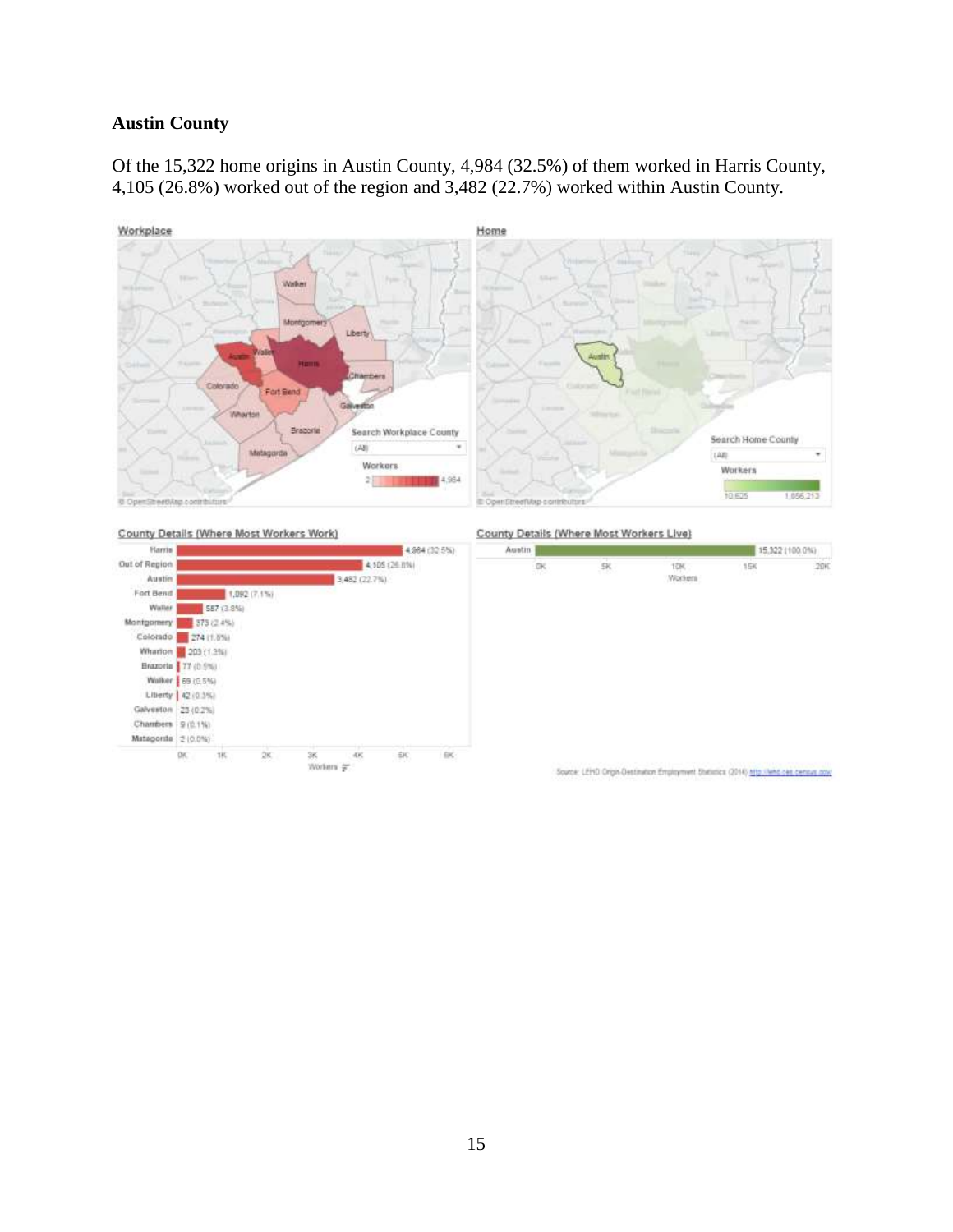**Austin County**

Of the 15,322 home origins in Austin County, 4,984 (32.5%) of them worked in Harris County, 4,105 (26.8%) worked out of the region and 3,482 (22.7%) worked within Austin County.

Workplace

Home

County Details (Where Most Workers Work)

| County | Workers |
|---|---|
| Harris | 4,984 (32.5%) |
| Out of Region | 4,105 (26.8%) |
| Austin | 3,482 (22.7%) |
| Fort Bend | 1,092 (7.1%) |
| Waller | 587 (3.8%) |
| Montgomery | 373 (2.4%) |
| Colorado | 274 (1.8%) |
| Wharton | 203 (1.3%) |
| Brazoria | 77 (0.5%) |
| Walker | 69 (0.5%) |
| Liberty | 42 (0.3%) |
| Galveston | 23 (0.2%) |
| Chambers | 9 (0.1%) |
| Matagorda | 2 (0.0%) |

County Details (Where Most Workers Live)

| County | Workers |
|---|---|
| Austin | 15,322 (100.0%) |

Source: LEHD Origin-Destination Employment Statistics (2014) http://lehd.ces.census.gov/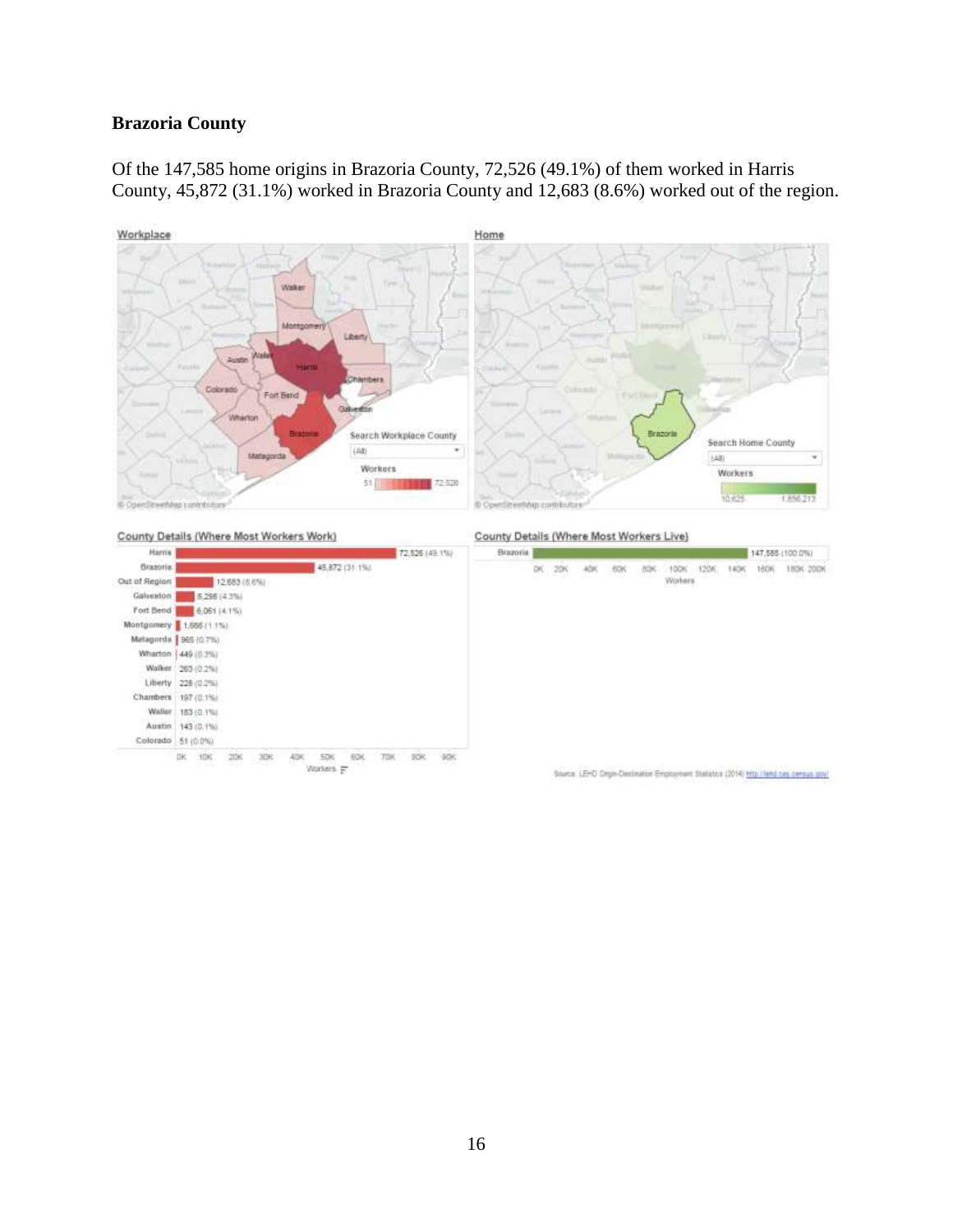## Brazoria County

Of the 147,585 home origins in Brazoria County, 72,526 (49.1%) of them worked in Harris County, 45,872 (31.1%) worked in Brazoria County and 12,683 (8.6%) worked out of the region.

**County Details (Where Most Workers Work)**

| County | Workers |
|---|---|
| Harris | 72,526 (49.1%) |
| Brazoria | 45,872 (31.1%) |
| Out of Region | 12,683 (8.6%) |
| Galveston | 6,296 (4.3%) |
| Fort Bend | 6,061 (4.1%) |
| Montgomery | 1,666 (1.1%) |
| Matagorda | 965 (0.7%) |
| Wharton | 449 (0.3%) |
| Walker | 263 (0.2%) |
| Liberty | 228 (0.2%) |
| Chambers | 197 (0.1%) |
| Waller | 183 (0.1%) |
| Austin | 143 (0.1%) |
| Colorado | 51 (0.0%) |

**County Details (Where Most Workers Live)**

| County | Workers |
|---|---|
| Brazoria | 147,585 (100.0%) |

Source: LEHD Origin-Destination Employment Statistics (2014) http://lehd.ces.census.gov/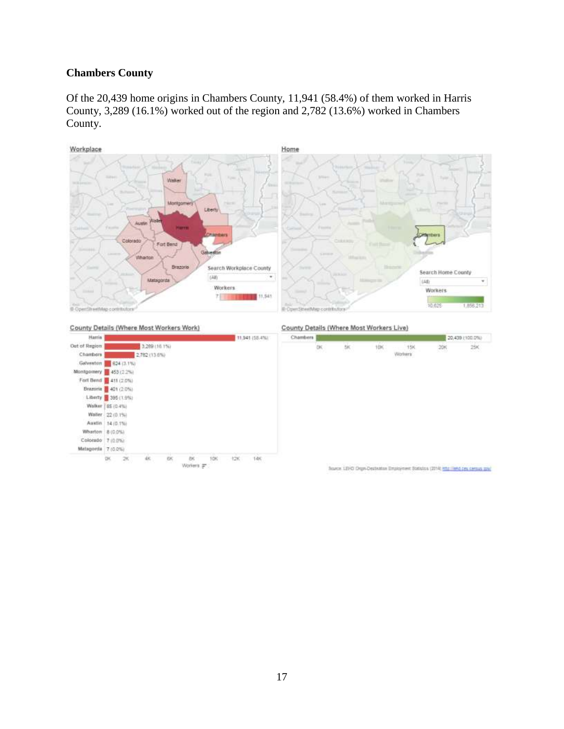**Chambers County**

Of the 20,439 home origins in Chambers County, 11,941 (58.4%) of them worked in Harris County, 3,289 (16.1%) worked out of the region and 2,782 (13.6%) worked in Chambers County.

Workplace

Home

County Details (Where Most Workers Work)

| County | Workers |
|---|---|
| Harris | 11,941 (58.4%) |
| Out of Region | 3,289 (16.1%) |
| Chambers | 2,782 (13.6%) |
| Galveston | 624 (3.1%) |
| Montgomery | 453 (2.2%) |
| Fort Bend | 411 (2.0%) |
| Brazoria | 401 (2.0%) |
| Liberty | 395 (1.9%) |
| Walker | 85 (0.4%) |
| Waller | 22 (0.1%) |
| Austin | 14 (0.1%) |
| Wharton | 8 (0.0%) |
| Colorado | 7 (0.0%) |
| Matagorda | 7 (0.0%) |

County Details (Where Most Workers Live)

| County | Workers |
|---|---|
| Chambers | 20,439 (100.0%) |

Source: LEHD Origin-Destination Employment Statistics (2014) http://lehd.ces.census.gov/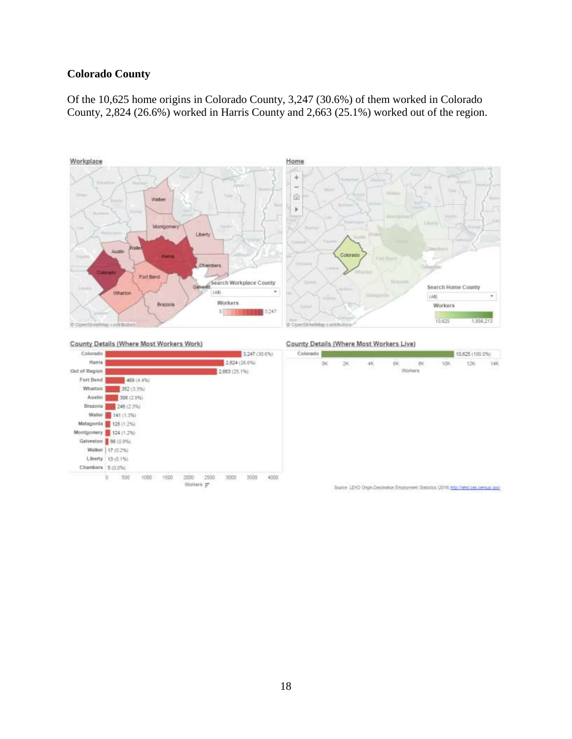## Colorado County

Of the 10,625 home origins in Colorado County, 3,247 (30.6%) of them worked in Colorado County, 2,824 (26.6%) worked in Harris County and 2,663 (25.1%) worked out of the region.

**Workplace**

**Home**

**County Details (Where Most Workers Work)**

| County | Workers |
|---|---|
| Colorado | 3,247 (30.6%) |
| Harris | 2,824 (26.6%) |
| Out of Region | 2,663 (25.1%) |
| Fort Bend | 469 (4.4%) |
| Wharton | 352 (3.3%) |
| Austin | 308 (2.9%) |
| Brazoria | 246 (2.3%) |
| Waller | 141 (1.3%) |
| Matagorda | 128 (1.2%) |
| Montgomery | 124 (1.2%) |
| Galveston | 86 (0.8%) |
| Walker | 17 (0.2%) |
| Liberty | 13 (0.1%) |
| Chambers | 5 (0.0%) |

**County Details (Where Most Workers Live)**

| County | Workers |
|---|---|
| Colorado | 10,625 (100.0%) |

Source: LEHD Origin-Destination Employment Statistics (2014) http://lehd.ces.census.gov/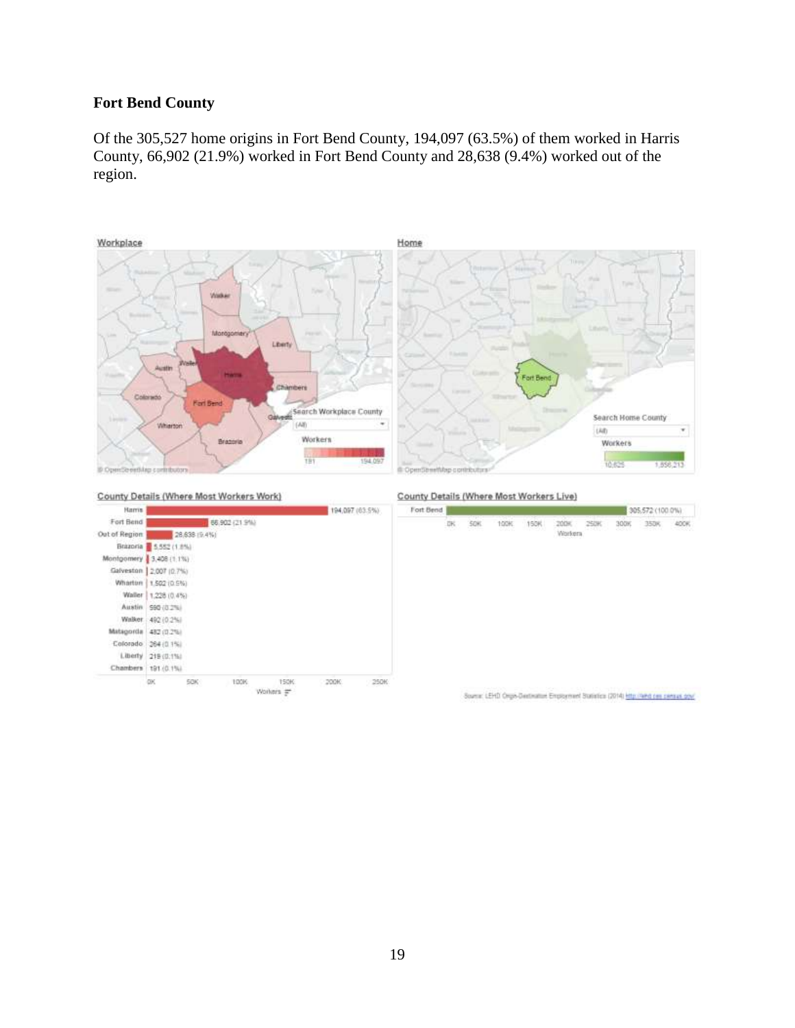## Fort Bend County

Of the 305,527 home origins in Fort Bend County, 194,097 (63.5%) of them worked in Harris County, 66,902 (21.9%) worked in Fort Bend County and 28,638 (9.4%) worked out of the region.

**County Details (Where Most Workers Work)**

| County | Workers |
| --- | --- |
| Harris | 194,097 (63.5%) |
| Fort Bend | 66,902 (21.9%) |
| Out of Region | 28,638 (9.4%) |
| Brazoria | 5,552 (1.8%) |
| Montgomery | 3,408 (1.1%) |
| Galveston | 2,007 (0.7%) |
| Wharton | 1,502 (0.5%) |
| Waller | 1,226 (0.4%) |
| Austin | 590 (0.2%) |
| Walker | 492 (0.2%) |
| Matagorda | 482 (0.2%) |
| Colorado | 264 (0.1%) |
| Liberty | 219 (0.1%) |
| Chambers | 191 (0.1%) |

**County Details (Where Most Workers Live)**

| County | Workers |
| --- | --- |
| Fort Bend | 305,572 (100.0%) |

Source: LEHD Origin-Destination Employment Statistics (2014) http://lehd.ces.census.gov/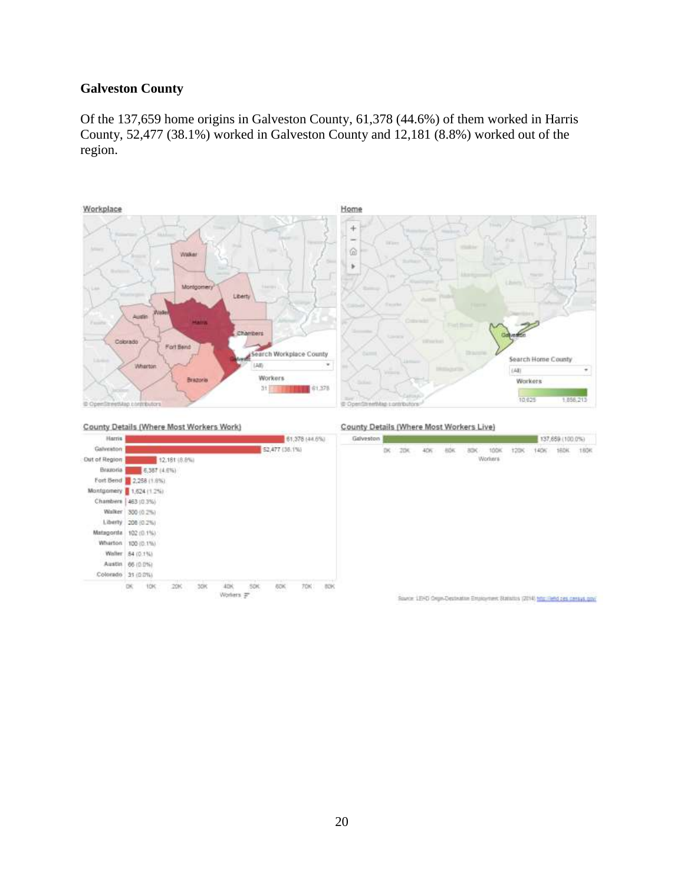**Galveston County**

Of the 137,659 home origins in Galveston County, 61,378 (44.6%) of them worked in Harris County, 52,477 (38.1%) worked in Galveston County and 12,181 (8.8%) worked out of the region.

Workplace

Home

County Details (Where Most Workers Work)

| County | Workers |
| --- | --- |
| Harris | 61,378 (44.6%) |
| Galveston | 52,477 (38.1%) |
| Out of Region | 12,181 (8.8%) |
| Brazoria | 6,387 (4.6%) |
| Fort Bend | 2,258 (1.6%) |
| Montgomery | 1,624 (1.2%) |
| Chambers | 463 (0.3%) |
| Walker | 300 (0.2%) |
| Liberty | 208 (0.2%) |
| Matagorda | 102 (0.1%) |
| Wharton | 100 (0.1%) |
| Waller | 84 (0.1%) |
| Austin | 66 (0.0%) |
| Colorado | 31 (0.0%) |

County Details (Where Most Workers Live)

| County | Workers |
| --- | --- |
| Galveston | 137,659 (100.0%) |

Source: LEHD Origin-Destination Employment Statistics (2014) http://lehd.ces.census.gov/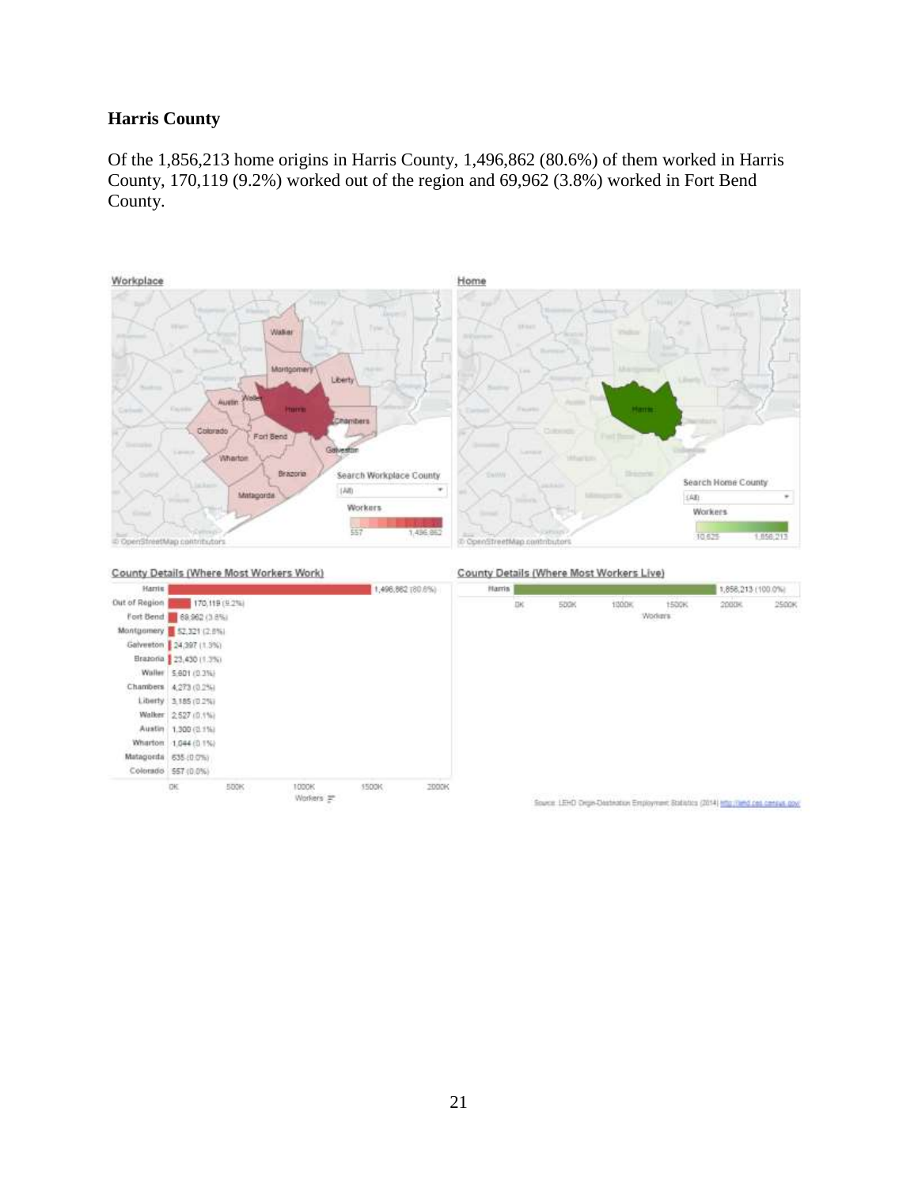**Harris County**

Of the 1,856,213 home origins in Harris County, 1,496,862 (80.6%) of them worked in Harris County, 170,119 (9.2%) worked out of the region and 69,962 (3.8%) worked in Fort Bend County.

Workplace

Home

County Details (Where Most Workers Work)

| County | Workers |
| --- | --- |
| Harris | 1,496,862 (80.6%) |
| Out of Region | 170,119 (9.2%) |
| Fort Bend | 69,962 (3.8%) |
| Montgomery | 52,321 (2.8%) |
| Galveston | 24,397 (1.3%) |
| Brazoria | 23,430 (1.3%) |
| Waller | 5,601 (0.3%) |
| Chambers | 4,273 (0.2%) |
| Liberty | 3,185 (0.2%) |
| Walker | 2,527 (0.1%) |
| Austin | 1,300 (0.1%) |
| Wharton | 1,044 (0.1%) |
| Matagorda | 635 (0.0%) |
| Colorado | 557 (0.0%) |

County Details (Where Most Workers Live)

| County | Workers |
| --- | --- |
| Harris | 1,856,213 (100.0%) |

Source: LEHD Origin-Destination Employment Statistics (2014) http://lehd.ces.census.gov/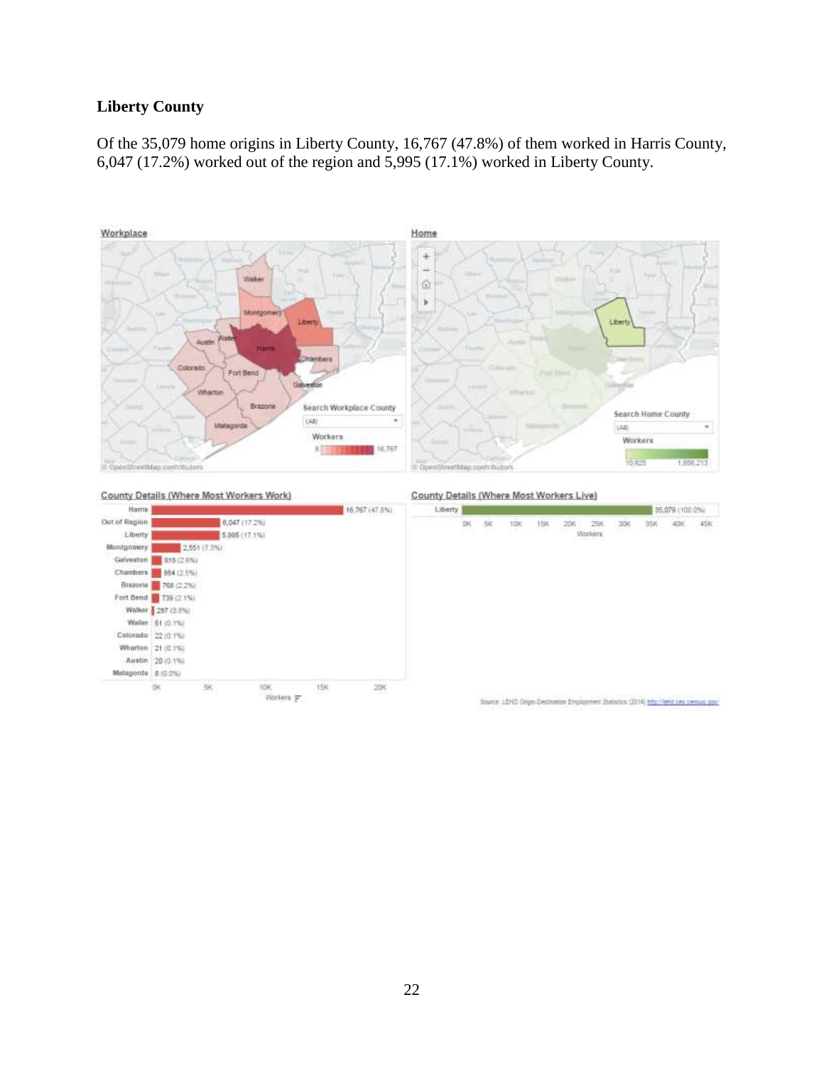**Liberty County**

Of the 35,079 home origins in Liberty County, 16,767 (47.8%) of them worked in Harris County, 6,047 (17.2%) worked out of the region and 5,995 (17.1%) worked in Liberty County.

**County Details (Where Most Workers Work)**

| County | Workers |
|---|---|
| Harris | 16,767 (47.8%) |
| Out of Region | 6,047 (17.2%) |
| Liberty | 5,995 (17.1%) |
| Montgomery | 2,551 (7.3%) |
| Galveston | 919 (2.6%) |
| Chambers | 884 (2.5%) |
| Brazoria | 768 (2.2%) |
| Fort Bend | 739 (2.1%) |
| Walker | 287 (0.8%) |
| Waller | 51 (0.1%) |
| Colorado | 22 (0.1%) |
| Wharton | 21 (0.1%) |
| Austin | 20 (0.1%) |
| Matagorda | 8 (0.0%) |

**County Details (Where Most Workers Live)**

| County | Workers |
|---|---|
| Liberty | 35,079 (100.0%) |

Source: LEHD Origin-Destination Employment Statistics (2014) http://lehd.ces.census.gov/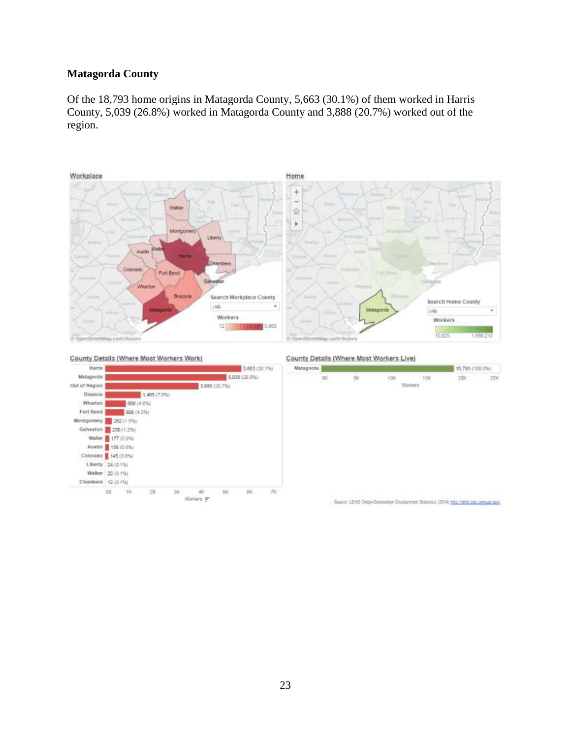### Matagorda County

Of the 18,793 home origins in Matagorda County, 5,663 (30.1%) of them worked in Harris County, 5,039 (26.8%) worked in Matagorda County and 3,888 (20.7%) worked out of the region.

**County Details (Where Most Workers Work)**

| County | Workers |
|---|---|
| Harris | 5,663 (30.1%) |
| Matagorda | 5,039 (26.8%) |
| Out of Region | 3,888 (20.7%) |
| Brazoria | 1,485 (7.9%) |
| Wharton | 866 (4.6%) |
| Fort Bend | 806 (4.3%) |
| Montgomery | 282 (1.5%) |
| Galveston | 230 (1.2%) |
| Waller | 177 (0.9%) |
| Austin | 156 (0.8%) |
| Colorado | 145 (0.8%) |
| Liberty | 24 (0.1%) |
| Walker | 20 (0.1%) |
| Chambers | 12 (0.1%) |

**County Details (Where Most Workers Live)**

| County | Workers |
|---|---|
| Matagorda | 18,793 (100.0%) |

Source: LEHD Origin-Destination Employment Statistics (2014) http://lehd.ces.census.gov/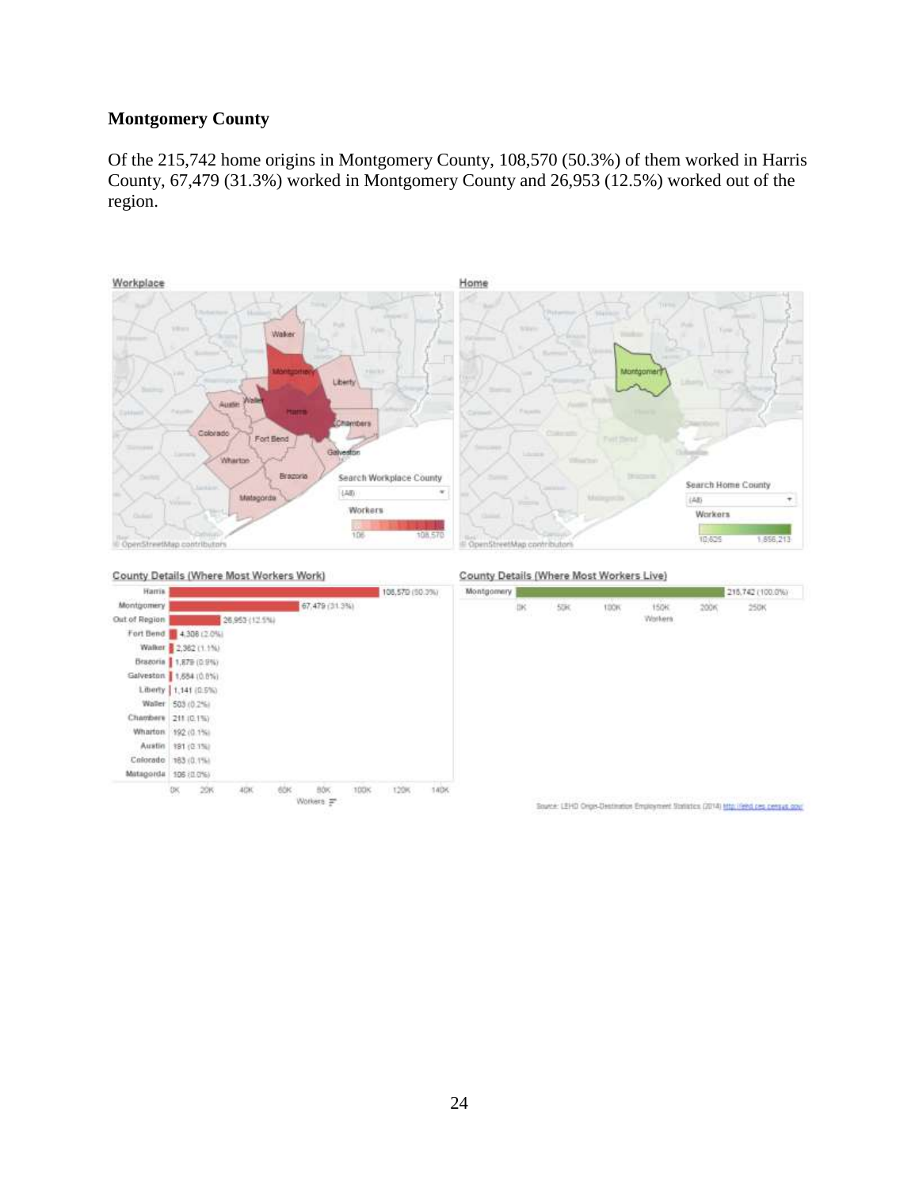**Montgomery County**

Of the 215,742 home origins in Montgomery County, 108,570 (50.3%) of them worked in Harris County, 67,479 (31.3%) worked in Montgomery County and 26,953 (12.5%) worked out of the region.

Workplace

Home

County Details (Where Most Workers Work)

| County | Workers |
|---|---|
| Harris | 108,570 (50.3%) |
| Montgomery | 67,479 (31.3%) |
| Out of Region | 26,953 (12.5%) |
| Fort Bend | 4,308 (2.0%) |
| Walker | 2,362 (1.1%) |
| Brazoria | 1,879 (0.9%) |
| Galveston | 1,654 (0.8%) |
| Liberty | 1,141 (0.5%) |
| Waller | 503 (0.2%) |
| Chambers | 211 (0.1%) |
| Wharton | 192 (0.1%) |
| Austin | 181 (0.1%) |
| Colorado | 163 (0.1%) |
| Matagorda | 106 (0.0%) |

County Details (Where Most Workers Live)

| County | Workers |
|---|---|
| Montgomery | 215,742 (100.0%) |

Source: LEHD Origin-Destination Employment Statistics (2014) http://lehd.ces.census.gov/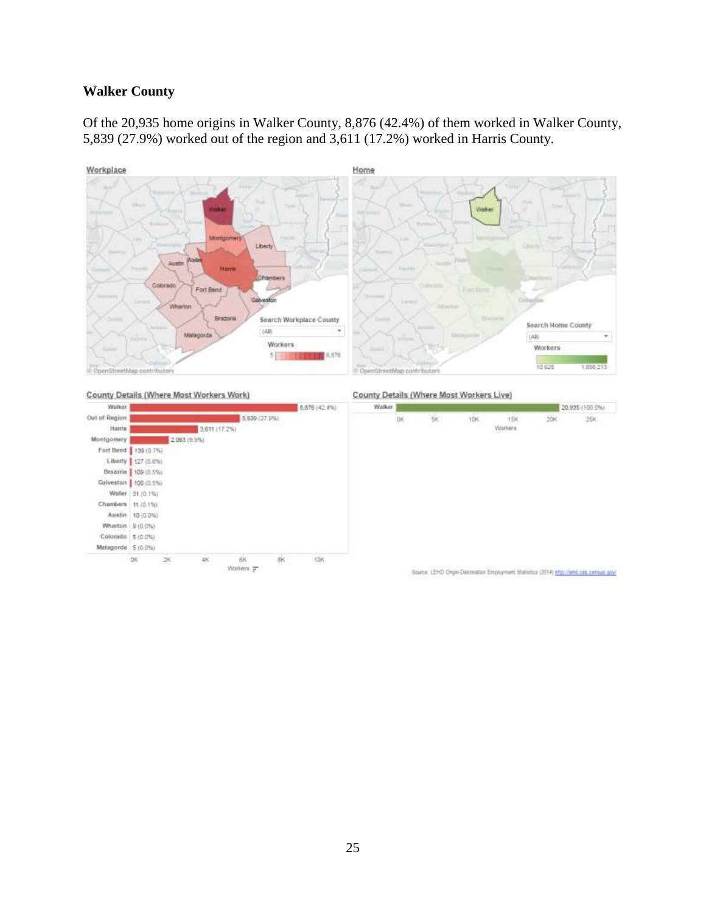## Walker County

Of the 20,935 home origins in Walker County, 8,876 (42.4%) of them worked in Walker County, 5,839 (27.9%) worked out of the region and 3,611 (17.2%) worked in Harris County.

**Workplace**

**Home**

**County Details (Where Most Workers Work)**

| County | Workers |
|---|---|
| Walker | 8,876 (42.4%) |
| Out of Region | 5,839 (27.9%) |
| Harris | 3,611 (17.2%) |
| Montgomery | 2,063 (9.9%) |
| Fort Bend | 139 (0.7%) |
| Liberty | 127 (0.6%) |
| Brazoria | 109 (0.5%) |
| Galveston | 100 (0.5%) |
| Waller | 31 (0.1%) |
| Chambers | 11 (0.1%) |
| Austin | 10 (0.0%) |
| Wharton | 9 (0.0%) |
| Colorado | 5 (0.0%) |
| Matagorda | 5 (0.0%) |

**County Details (Where Most Workers Live)**

| County | Workers |
|---|---|
| Walker | 20,935 (100.0%) |

Source: LEHD Origin-Destination Employment Statistics (2014) http://lehd.ces.census.gov/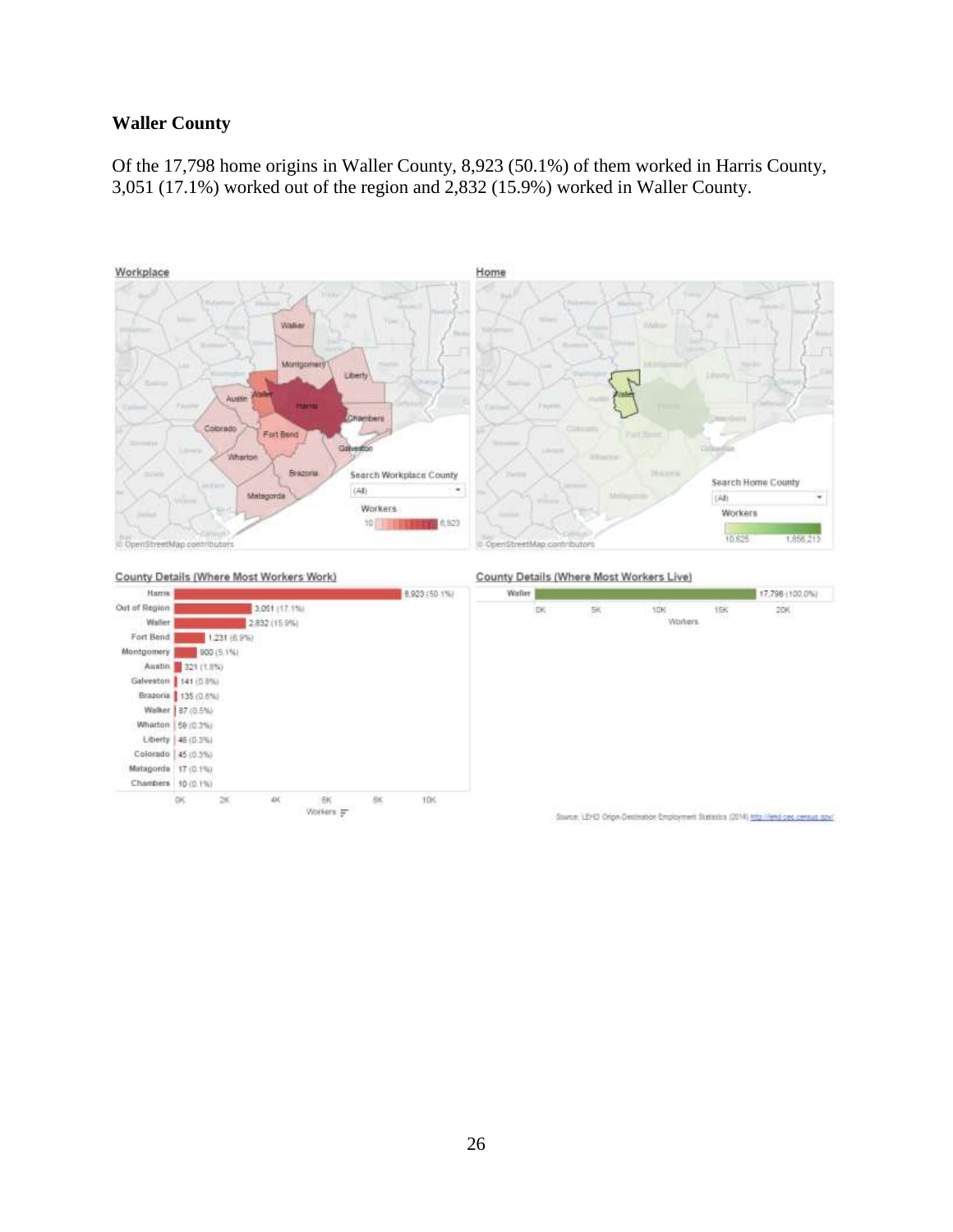**Waller County**

Of the 17,798 home origins in Waller County, 8,923 (50.1%) of them worked in Harris County, 3,051 (17.1%) worked out of the region and 2,832 (15.9%) worked in Waller County.

Workplace

Home

County Details (Where Most Workers Work)

| County | Workers |
| --- | --- |
| Harris | 8,923 (50.1%) |
| Out of Region | 3,051 (17.1%) |
| Waller | 2,832 (15.9%) |
| Fort Bend | 1,231 (6.9%) |
| Montgomery | 900 (5.1%) |
| Austin | 321 (1.8%) |
| Galveston | 141 (0.8%) |
| Brazoria | 135 (0.8%) |
| Walker | 87 (0.5%) |
| Wharton | 59 (0.3%) |
| Liberty | 46 (0.3%) |
| Colorado | 45 (0.3%) |
| Matagorda | 17 (0.1%) |
| Chambers | 10 (0.1%) |

County Details (Where Most Workers Live)

| County | Workers |
| --- | --- |
| Waller | 17,798 (100.0%) |

Source: LEHD Origin-Destination Employment Statistics (2014) http://lehd.ces.census.gov/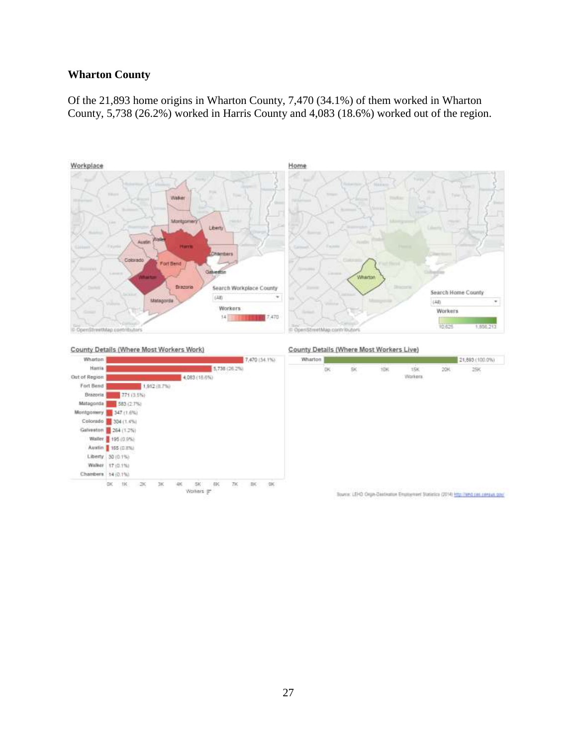## Wharton County

Of the 21,893 home origins in Wharton County, 7,470 (34.1%) of them worked in Wharton County, 5,738 (26.2%) worked in Harris County and 4,083 (18.6%) worked out of the region.

Workplace

Walker
Montgomery
Liberty
Austin
Waller
Harris
Chambers
Colorado
Fort Bend
Wharton
Galveston
Brazoria
Matagorda

Search Workplace County
(All)
Workers
14 7,470

© OpenStreetMap contributors

Home

Wharton

Search Home County
(All)
Workers
10,625 1,856,213

© OpenStreetMap contributors

County Details (Where Most Workers Work)

Wharton 7,470 (34.1%)
Harris 5,738 (26.2%)
Out of Region 4,083 (18.6%)
Fort Bend 1,912 (8.7%)
Brazoria 771 (3.5%)
Matagorda 583 (2.7%)
Montgomery 347 (1.6%)
Colorado 304 (1.4%)
Galveston 264 (1.2%)
Waller 195 (0.9%)
Austin 165 (0.8%)
Liberty 30 (0.1%)
Walker 17 (0.1%)
Chambers 14 (0.1%)

0K 1K 2K 3K 4K 5K 6K 7K 8K 9K
Workers

County Details (Where Most Workers Live)

Wharton 21,893 (100.0%)

0K 5K 10K 15K 20K 25K
Workers

Source: LEHD Origin-Destination Employment Statistics (2014) http://lehd.ces.census.gov/